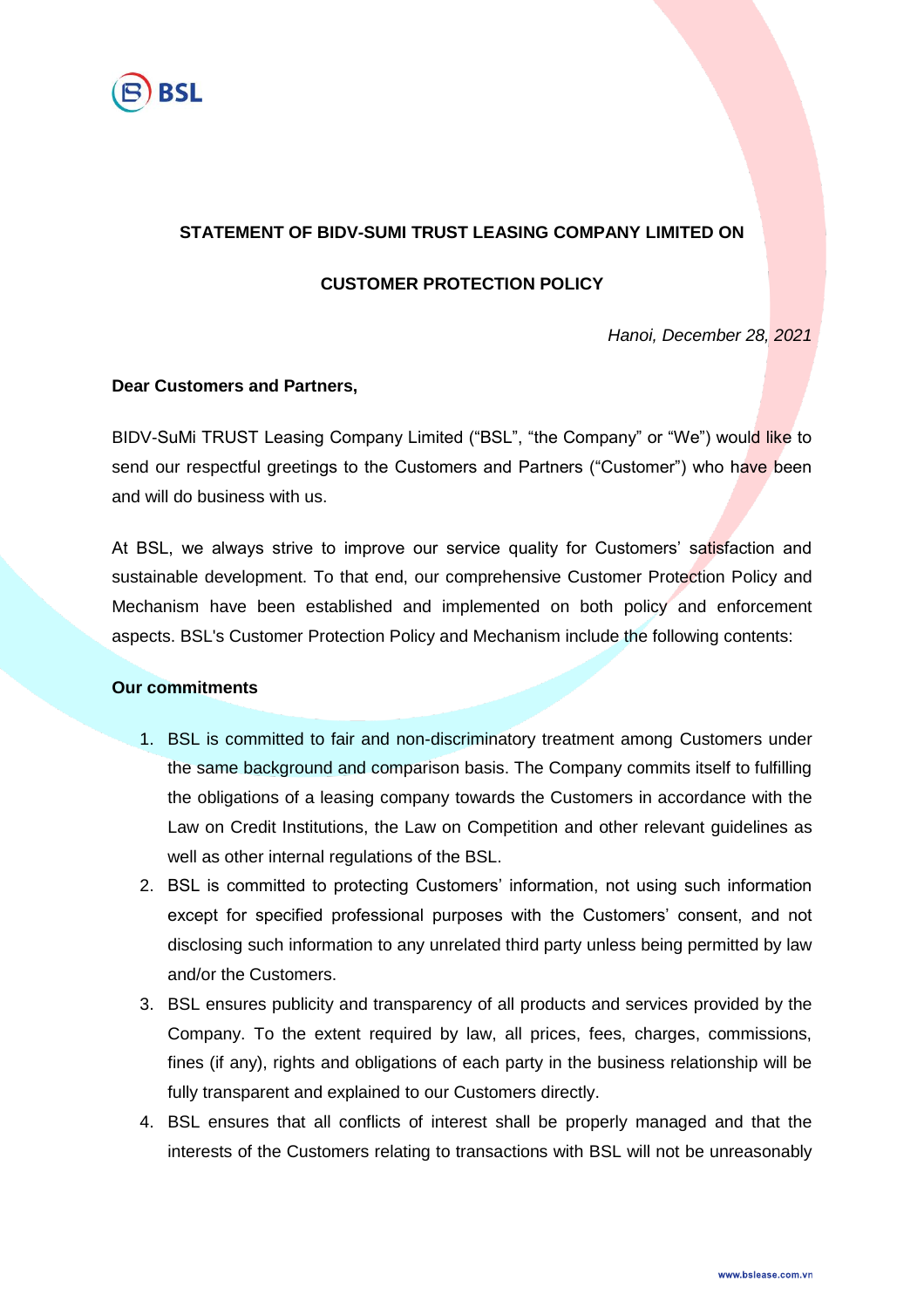**STATEMENT OF BIDV-SUMI TRUST LEASING COMPANY LIMITED ON**

**CUSTOMER PROTECTION POLICY**

*Hanoi, December 28, 2021*

**Dear Customers and Partners,**

BIDV-SuMi TRUST Leasing Company Limited ("BSL", "the Company" or "We") would like to send our respectful greetings to the Customers and Partners ("Customer") who have been and will do business with us.

At BSL, we always strive to improve our service quality for Customers' satisfaction and sustainable development. To that end, our comprehensive Customer Protection Policy and Mechanism have been established and implemented on both policy and enforcement aspects. BSL's Customer Protection Policy and Mechanism include the following contents:

**Our commitments**

1. BSL is committed to fair and non-discriminatory treatment among Customers under the same background and comparison basis. The Company commits itself to fulfilling the obligations of a leasing company towards the Customers in accordance with the Law on Credit Institutions, the Law on Competition and other relevant guidelines as well as other internal regulations of the BSL.
2. BSL is committed to protecting Customers' information, not using such information except for specified professional purposes with the Customers' consent, and not disclosing such information to any unrelated third party unless being permitted by law and/or the Customers.
3. BSL ensures publicity and transparency of all products and services provided by the Company. To the extent required by law, all prices, fees, charges, commissions, fines (if any), rights and obligations of each party in the business relationship will be fully transparent and explained to our Customers directly.
4. BSL ensures that all conflicts of interest shall be properly managed and that the interests of the Customers relating to transactions with BSL will not be unreasonably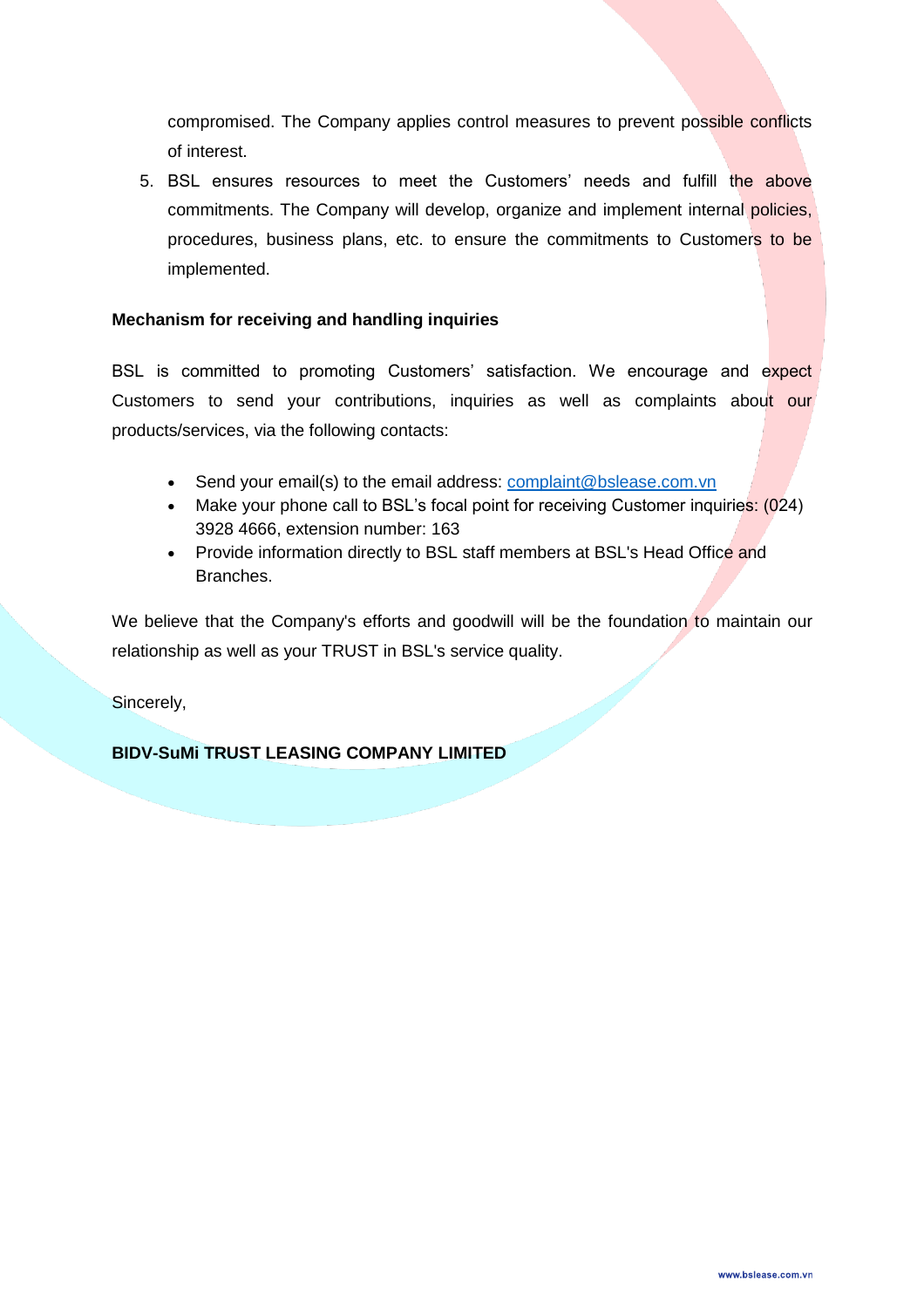compromised. The Company applies control measures to prevent possible conflicts of interest.

5. BSL ensures resources to meet the Customers' needs and fulfill the above commitments. The Company will develop, organize and implement internal policies, procedures, business plans, etc. to ensure the commitments to Customers to be implemented.

**Mechanism for receiving and handling inquiries**

BSL is committed to promoting Customers' satisfaction. We encourage and expect Customers to send your contributions, inquiries as well as complaints about our products/services, via the following contacts:

- Send your email(s) to the email address: complaint@bslease.com.vn
- Make your phone call to BSL's focal point for receiving Customer inquiries: (024) 3928 4666, extension number: 163
- Provide information directly to BSL staff members at BSL's Head Office and Branches.

We believe that the Company's efforts and goodwill will be the foundation to maintain our relationship as well as your TRUST in BSL's service quality.

Sincerely,

**BIDV-SuMi TRUST LEASING COMPANY LIMITED**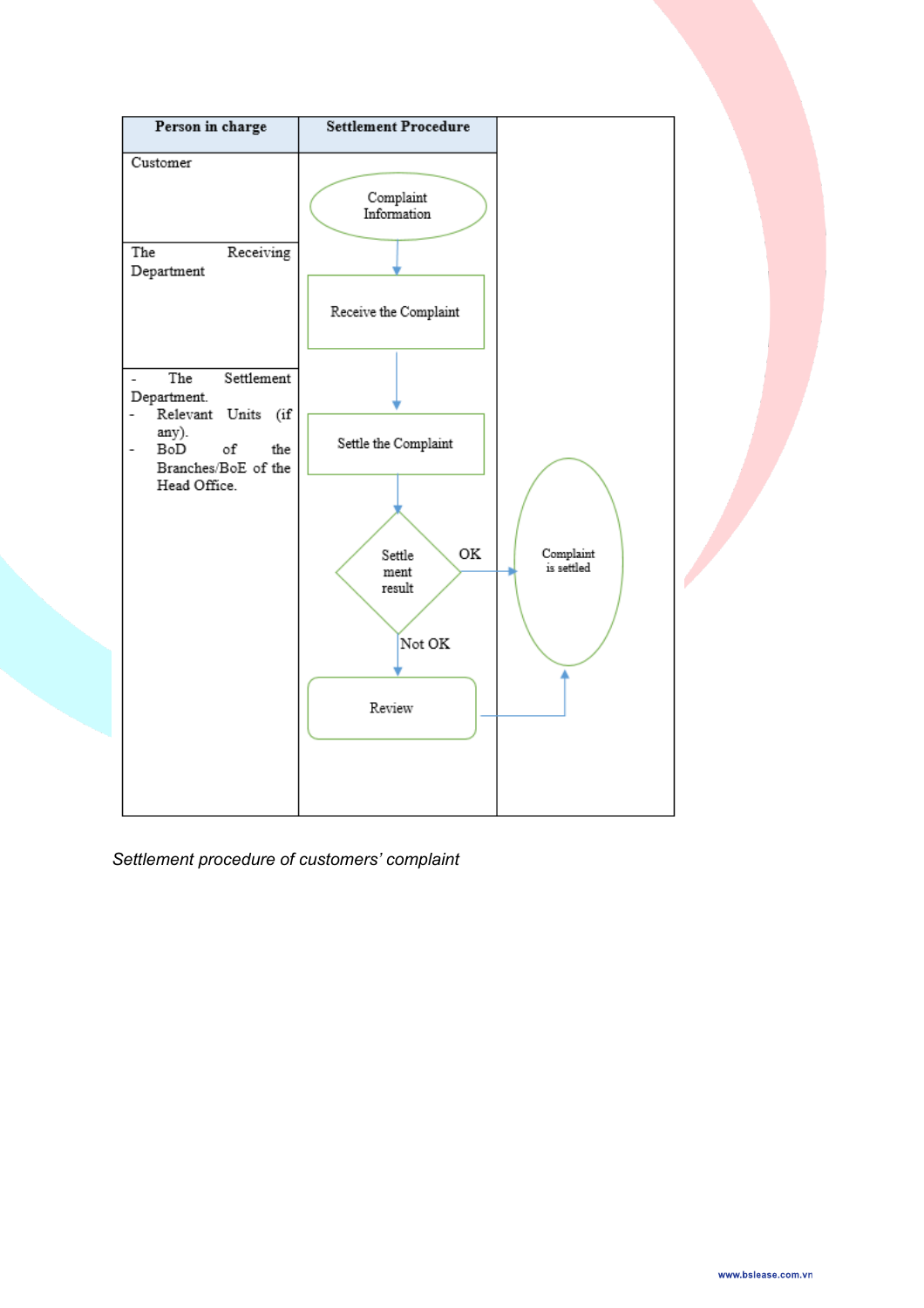Person in charge

Settlement Procedure

Customer

Complaint Information

The Receiving Department

Receive the Complaint

- The Settlement Department.
- Relevant Units (if any).
- BoD of the Branches/BoE of the Head Office.

Settle the Complaint

Settle ment result

OK

Complaint is settled

Not OK

Review

*Settlement procedure of customers' complaint*